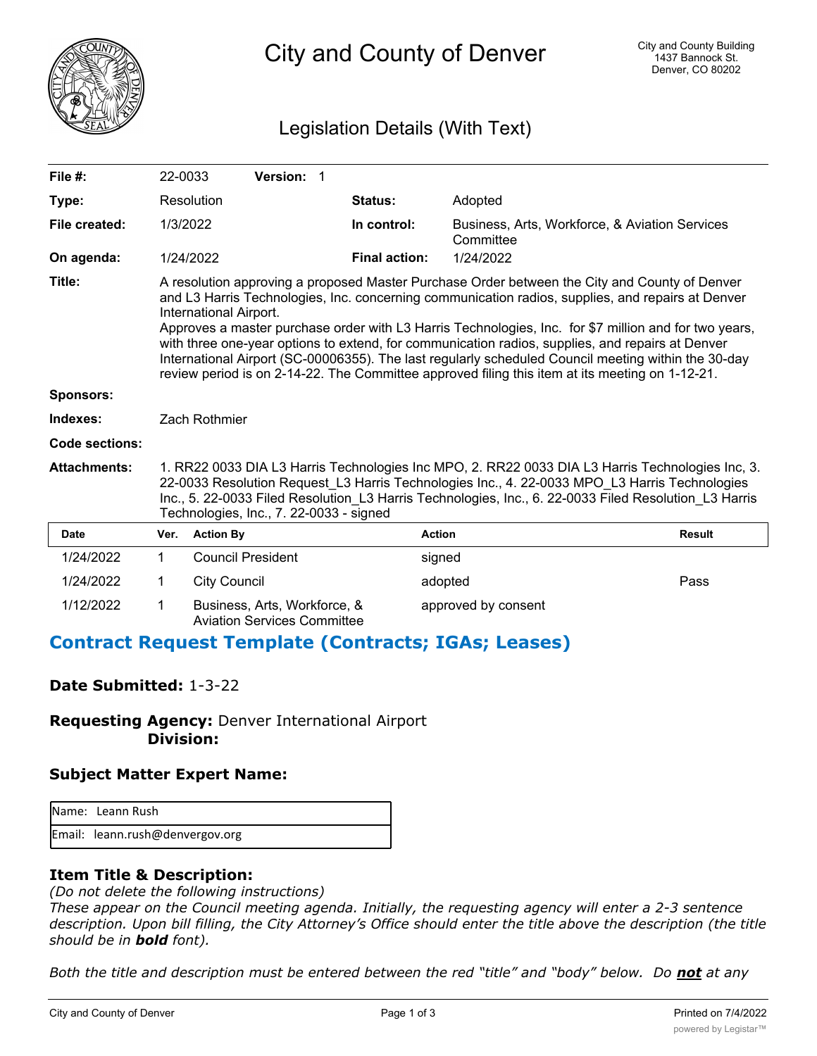# City and County of Denver

City and County Building
1437 Bannock St.
Denver, CO 80202

## Legislation Details (With Text)

| | | | |
|---|---|---|---|
| **File #:** | 22-0033 **Version:** 1 | | |
| **Type:** | Resolution | **Status:** | Adopted |
| **File created:** | 1/3/2022 | **In control:** | Business, Arts, Workforce, & Aviation Services Committee |
| **On agenda:** | 1/24/2022 | **Final action:** | 1/24/2022 |

**Title:** A resolution approving a proposed Master Purchase Order between the City and County of Denver and L3 Harris Technologies, Inc. concerning communication radios, supplies, and repairs at Denver International Airport.
Approves a master purchase order with L3 Harris Technologies, Inc. for $7 million and for two years, with three one-year options to extend, for communication radios, supplies, and repairs at Denver International Airport (SC-00006355). The last regularly scheduled Council meeting within the 30-day review period is on 2-14-22. The Committee approved filing this item at its meeting on 1-12-21.

**Sponsors:**

**Indexes:** Zach Rothmier

**Code sections:**

**Attachments:** 1. RR22 0033 DIA L3 Harris Technologies Inc MPO, 2. RR22 0033 DIA L3 Harris Technologies Inc, 3. 22-0033 Resolution Request_L3 Harris Technologies Inc., 4. 22-0033 MPO_L3 Harris Technologies Inc., 5. 22-0033 Filed Resolution_L3 Harris Technologies, Inc., 6. 22-0033 Filed Resolution_L3 Harris Technologies, Inc., 7. 22-0033 - signed

| Date | Ver. | Action By | Action | Result |
|---|---|---|---|---|
| 1/24/2022 | 1 | Council President | signed | |
| 1/24/2022 | 1 | City Council | adopted | Pass |
| 1/12/2022 | 1 | Business, Arts, Workforce, & Aviation Services Committee | approved by consent | |

## Contract Request Template (Contracts; IGAs; Leases)

**Date Submitted:** 1-3-22

**Requesting Agency:** Denver International Airport
**Division:**

### Subject Matter Expert Name:

| |
|---|
| Name: Leann Rush |
| Email: leann.rush@denvergov.org |

### Item Title & Description:

*(Do not delete the following instructions)*
*These appear on the Council meeting agenda. Initially, the requesting agency will enter a 2-3 sentence description. Upon bill filling, the City Attorney's Office should enter the title above the description (the title should be in **bold** font).*

*Both the title and description must be entered between the red "title" and "body" below. Do **not** at any*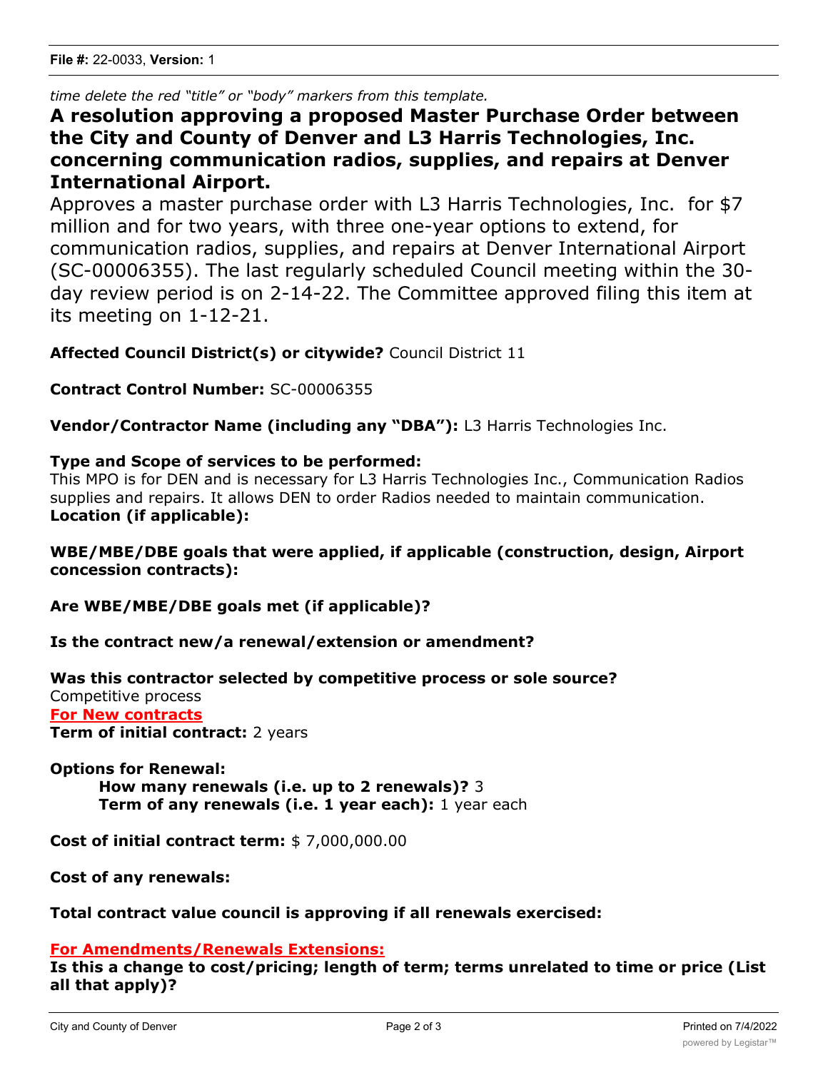*time delete the red "title" or "body" markers from this template.*

**A resolution approving a proposed Master Purchase Order between the City and County of Denver and L3 Harris Technologies, Inc. concerning communication radios, supplies, and repairs at Denver International Airport.**

Approves a master purchase order with L3 Harris Technologies, Inc. for $7 million and for two years, with three one-year options to extend, for communication radios, supplies, and repairs at Denver International Airport (SC-00006355). The last regularly scheduled Council meeting within the 30-day review period is on 2-14-22. The Committee approved filing this item at its meeting on 1-12-21.

**Affected Council District(s) or citywide?** Council District 11

**Contract Control Number:** SC-00006355

**Vendor/Contractor Name (including any "DBA"):** L3 Harris Technologies Inc.

**Type and Scope of services to be performed:**
This MPO is for DEN and is necessary for L3 Harris Technologies Inc., Communication Radios supplies and repairs. It allows DEN to order Radios needed to maintain communication.
**Location (if applicable):**

**WBE/MBE/DBE goals that were applied, if applicable (construction, design, Airport concession contracts):**

**Are WBE/MBE/DBE goals met (if applicable)?**

**Is the contract new/a renewal/extension or amendment?**

**Was this contractor selected by competitive process or sole source?**
Competitive process
**For New contracts**
**Term of initial contract:** 2 years

**Options for Renewal:**
**How many renewals (i.e. up to 2 renewals)?** 3
**Term of any renewals (i.e. 1 year each):** 1 year each

**Cost of initial contract term:** $ 7,000,000.00

**Cost of any renewals:**

**Total contract value council is approving if all renewals exercised:**

**For Amendments/Renewals Extensions:**
**Is this a change to cost/pricing; length of term; terms unrelated to time or price (List all that apply)?**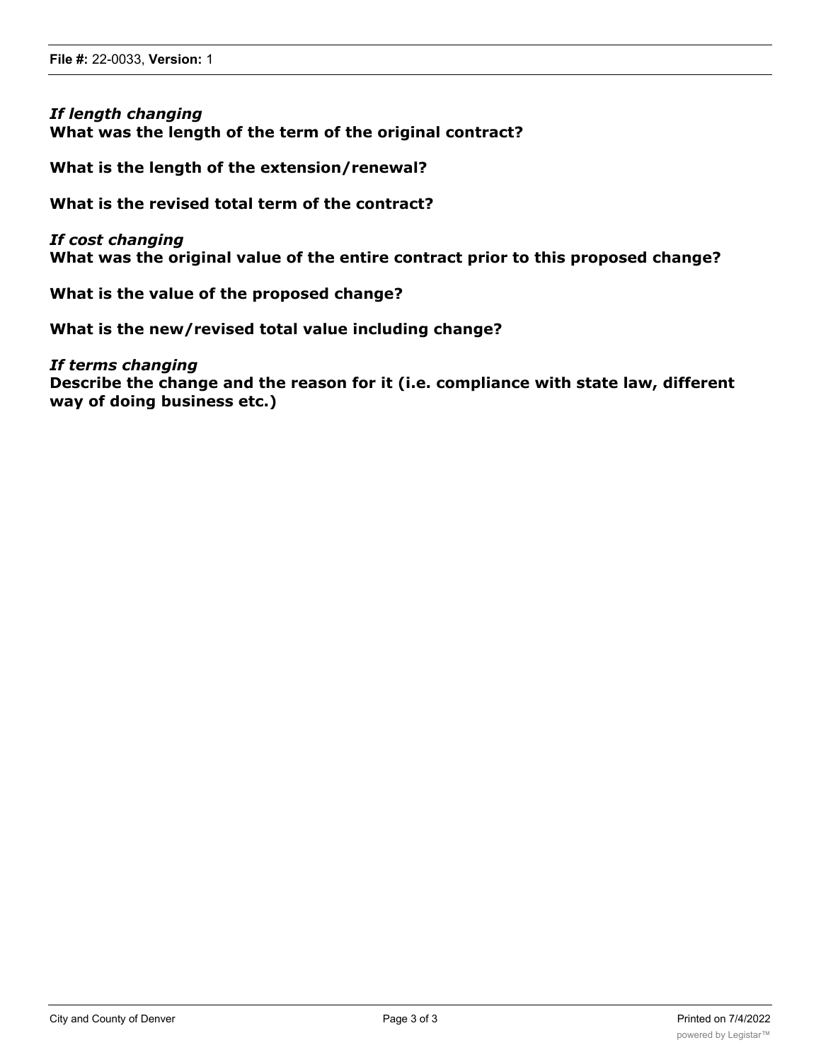*If length changing*
**What was the length of the term of the original contract?**

**What is the length of the extension/renewal?**

**What is the revised total term of the contract?**

*If cost changing*
**What was the original value of the entire contract prior to this proposed change?**

**What is the value of the proposed change?**

**What is the new/revised total value including change?**

*If terms changing*
**Describe the change and the reason for it (i.e. compliance with state law, different way of doing business etc.)**